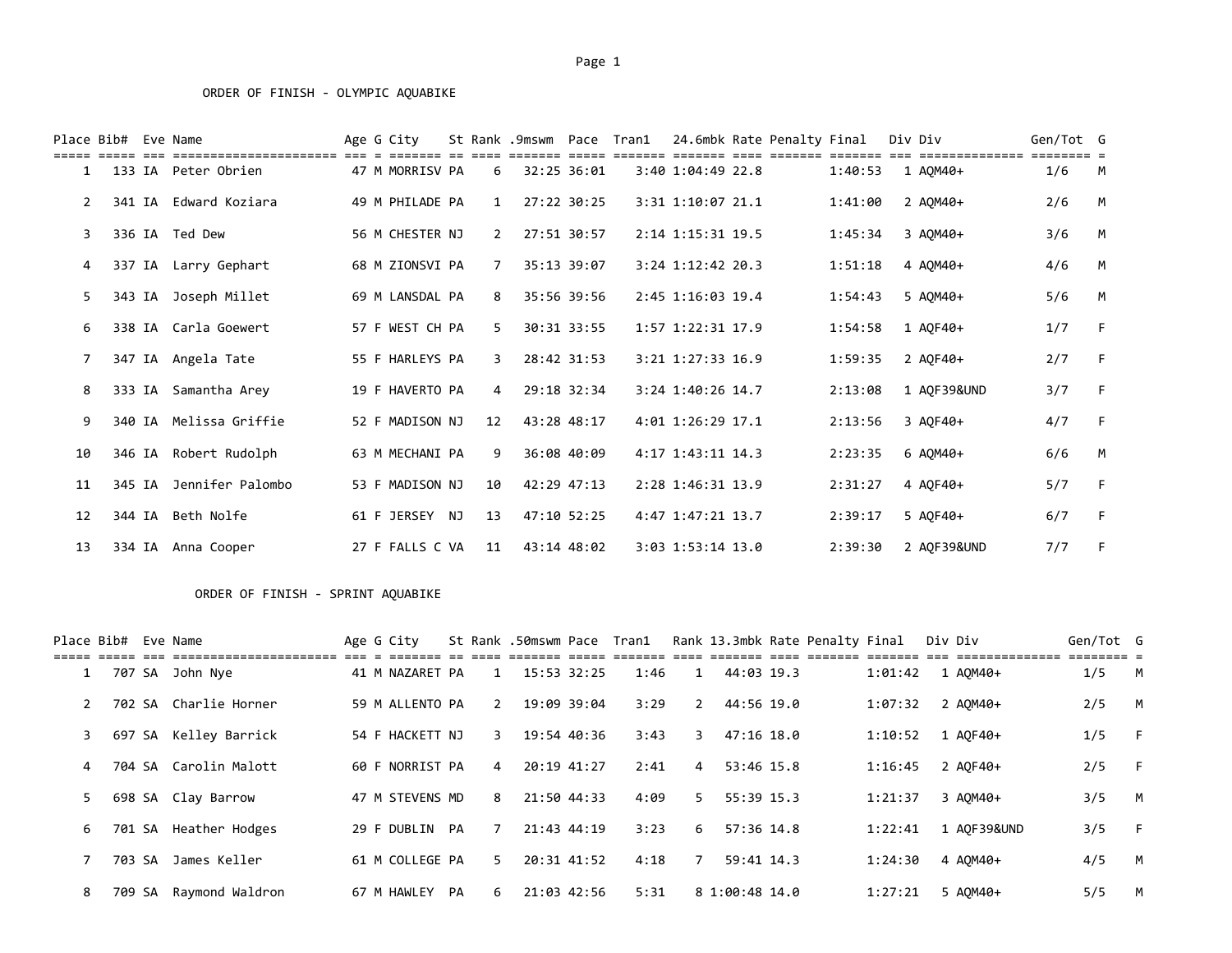## ORDER OF FINISH - OLYMPIC AQUABIKE

| Place | Bib# | Eve | Name | Age | G | City | St | Rank | .9mswm | Pace | Tran1 | 24.6mbk | Rate | Penalty | Final | Div | Div | Gen/Tot | G |
|---|---|---|---|---|---|---|---|---|---|---|---|---|---|---|---|---|---|---|---|
| 1 | 133 | IA | Peter Obrien | 47 | M | MORRISV | PA | 6 | 32:25 | 36:01 | 3:40 | 1:04:49 | 22.8 | | 1:40:53 | 1 | AQM40+ | 1/6 | M |
| 2 | 341 | IA | Edward Koziara | 49 | M | PHILADE | PA | 1 | 27:22 | 30:25 | 3:31 | 1:10:07 | 21.1 | | 1:41:00 | 2 | AQM40+ | 2/6 | M |
| 3 | 336 | IA | Ted Dew | 56 | M | CHESTER | NJ | 2 | 27:51 | 30:57 | 2:14 | 1:15:31 | 19.5 | | 1:45:34 | 3 | AQM40+ | 3/6 | M |
| 4 | 337 | IA | Larry Gephart | 68 | M | ZIONSVI | PA | 7 | 35:13 | 39:07 | 3:24 | 1:12:42 | 20.3 | | 1:51:18 | 4 | AQM40+ | 4/6 | M |
| 5 | 343 | IA | Joseph Millet | 69 | M | LANSDAL | PA | 8 | 35:56 | 39:56 | 2:45 | 1:16:03 | 19.4 | | 1:54:43 | 5 | AQM40+ | 5/6 | M |
| 6 | 338 | IA | Carla Goewert | 57 | F | WEST CH | PA | 5 | 30:31 | 33:55 | 1:57 | 1:22:31 | 17.9 | | 1:54:58 | 1 | AQF40+ | 1/7 | F |
| 7 | 347 | IA | Angela Tate | 55 | F | HARLEYS | PA | 3 | 28:42 | 31:53 | 3:21 | 1:27:33 | 16.9 | | 1:59:35 | 2 | AQF40+ | 2/7 | F |
| 8 | 333 | IA | Samantha Arey | 19 | F | HAVERTO | PA | 4 | 29:18 | 32:34 | 3:24 | 1:40:26 | 14.7 | | 2:13:08 | 1 | AQF39&UND | 3/7 | F |
| 9 | 340 | IA | Melissa Griffie | 52 | F | MADISON | NJ | 12 | 43:28 | 48:17 | 4:01 | 1:26:29 | 17.1 | | 2:13:56 | 3 | AQF40+ | 4/7 | F |
| 10 | 346 | IA | Robert Rudolph | 63 | M | MECHANI | PA | 9 | 36:08 | 40:09 | 4:17 | 1:43:11 | 14.3 | | 2:23:35 | 6 | AQM40+ | 6/6 | M |
| 11 | 345 | IA | Jennifer Palombo | 53 | F | MADISON | NJ | 10 | 42:29 | 47:13 | 2:28 | 1:46:31 | 13.9 | | 2:31:27 | 4 | AQF40+ | 5/7 | F |
| 12 | 344 | IA | Beth Nolfe | 61 | F | JERSEY | NJ | 13 | 47:10 | 52:25 | 4:47 | 1:47:21 | 13.7 | | 2:39:17 | 5 | AQF40+ | 6/7 | F |
| 13 | 334 | IA | Anna Cooper | 27 | F | FALLS C | VA | 11 | 43:14 | 48:02 | 3:03 | 1:53:14 | 13.0 | | 2:39:30 | 2 | AQF39&UND | 7/7 | F |

## ORDER OF FINISH - SPRINT AQUABIKE

| Place | Bib# | Eve | Name | Age | G | City | St | Rank | .50mswm | Pace | Tran1 | Rank | 13.3mbk | Rate | Penalty | Final | Div | Div | Gen/Tot | G |
|---|---|---|---|---|---|---|---|---|---|---|---|---|---|---|---|---|---|---|---|---|
| 1 | 707 | SA | John Nye | 41 | M | NAZARET | PA | 1 | 15:53 | 32:25 | 1:46 | 1 | 44:03 | 19.3 | | 1:01:42 | 1 | AQM40+ | 1/5 | M |
| 2 | 702 | SA | Charlie Horner | 59 | M | ALLENTO | PA | 2 | 19:09 | 39:04 | 3:29 | 2 | 44:56 | 19.0 | | 1:07:32 | 2 | AQM40+ | 2/5 | M |
| 3 | 697 | SA | Kelley Barrick | 54 | F | HACKETT | NJ | 3 | 19:54 | 40:36 | 3:43 | 3 | 47:16 | 18.0 | | 1:10:52 | 1 | AQF40+ | 1/5 | F |
| 4 | 704 | SA | Carolin Malott | 60 | F | NORRIST | PA | 4 | 20:19 | 41:27 | 2:41 | 4 | 53:46 | 15.8 | | 1:16:45 | 2 | AQF40+ | 2/5 | F |
| 5 | 698 | SA | Clay Barrow | 47 | M | STEVENS | MD | 8 | 21:50 | 44:33 | 4:09 | 5 | 55:39 | 15.3 | | 1:21:37 | 3 | AQM40+ | 3/5 | M |
| 6 | 701 | SA | Heather Hodges | 29 | F | DUBLIN | PA | 7 | 21:43 | 44:19 | 3:23 | 6 | 57:36 | 14.8 | | 1:22:41 | 1 | AQF39&UND | 3/5 | F |
| 7 | 703 | SA | James Keller | 61 | M | COLLEGE | PA | 5 | 20:31 | 41:52 | 4:18 | 7 | 59:41 | 14.3 | | 1:24:30 | 4 | AQM40+ | 4/5 | M |
| 8 | 709 | SA | Raymond Waldron | 67 | M | HAWLEY | PA | 6 | 21:03 | 42:56 | 5:31 | 8 | 1:00:48 | 14.0 | | 1:27:21 | 5 | AQM40+ | 5/5 | M |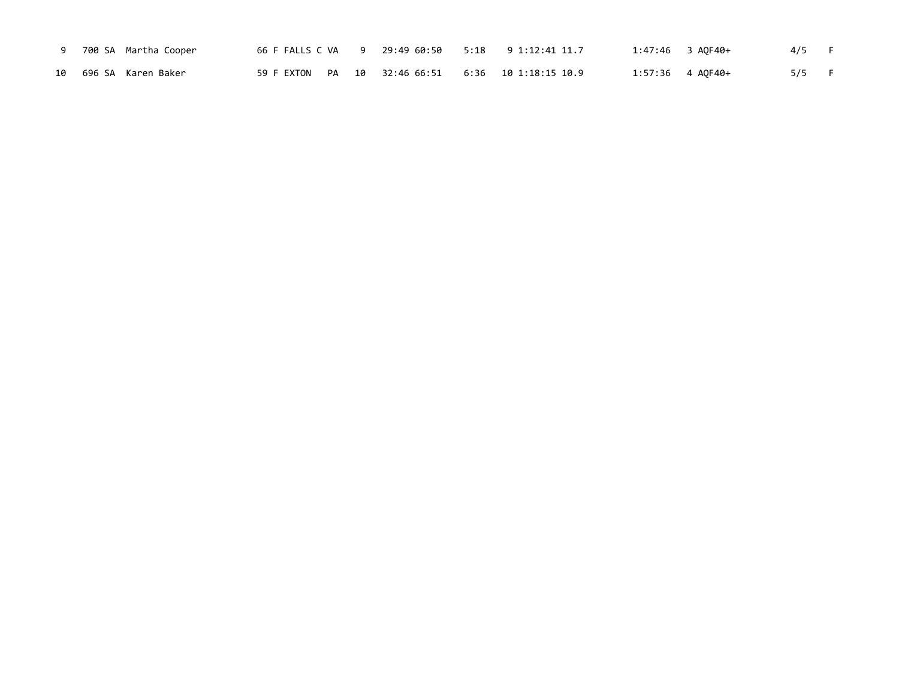| | | | | | | | | | | | | | | | | | |
|---|---|---|---|---|---|---|---|---|---|---|---|---|---|---|---|---|---|
| 9 | 700 | SA | Martha Cooper | 66 | F | FALLS C | VA | 9 | 29:49 | 60:50 | 5:18 | 9 | 1:12:41 | 11.7 | 1:47:46 | 3 AQF40+ | 4/5 | F |
| 10 | 696 | SA | Karen Baker | 59 | F | EXTON | PA | 10 | 32:46 | 66:51 | 6:36 | 10 | 1:18:15 | 10.9 | 1:57:36 | 4 AQF40+ | 5/5 | F |